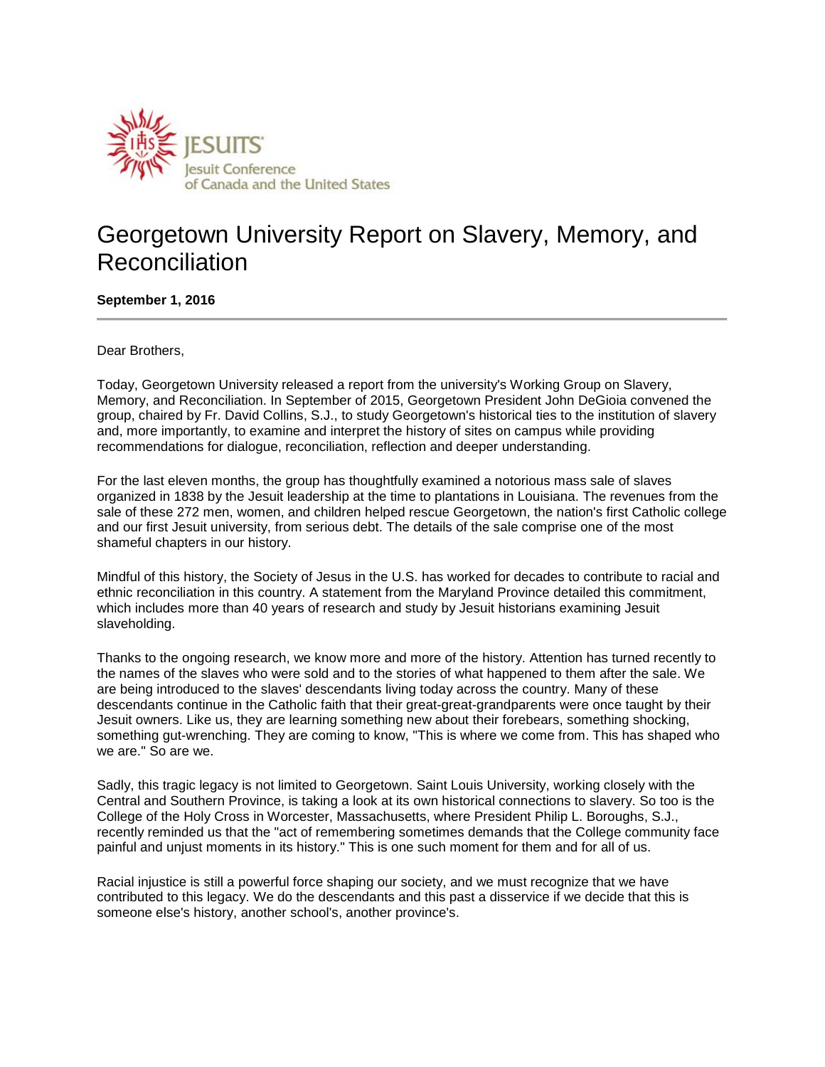JESUITS
Jesuit Conference
of Canada and the United States

# Georgetown University Report on Slavery, Memory, and Reconciliation

**September 1, 2016**

---

Dear Brothers,

Today, Georgetown University released a report from the university's Working Group on Slavery, Memory, and Reconciliation. In September of 2015, Georgetown President John DeGioia convened the group, chaired by Fr. David Collins, S.J., to study Georgetown's historical ties to the institution of slavery and, more importantly, to examine and interpret the history of sites on campus while providing recommendations for dialogue, reconciliation, reflection and deeper understanding.

For the last eleven months, the group has thoughtfully examined a notorious mass sale of slaves organized in 1838 by the Jesuit leadership at the time to plantations in Louisiana. The revenues from the sale of these 272 men, women, and children helped rescue Georgetown, the nation's first Catholic college and our first Jesuit university, from serious debt. The details of the sale comprise one of the most shameful chapters in our history.

Mindful of this history, the Society of Jesus in the U.S. has worked for decades to contribute to racial and ethnic reconciliation in this country. A statement from the Maryland Province detailed this commitment, which includes more than 40 years of research and study by Jesuit historians examining Jesuit slaveholding.

Thanks to the ongoing research, we know more and more of the history. Attention has turned recently to the names of the slaves who were sold and to the stories of what happened to them after the sale. We are being introduced to the slaves' descendants living today across the country. Many of these descendants continue in the Catholic faith that their great-great-grandparents were once taught by their Jesuit owners. Like us, they are learning something new about their forebears, something shocking, something gut-wrenching. They are coming to know, "This is where we come from. This has shaped who we are." So are we.

Sadly, this tragic legacy is not limited to Georgetown. Saint Louis University, working closely with the Central and Southern Province, is taking a look at its own historical connections to slavery. So too is the College of the Holy Cross in Worcester, Massachusetts, where President Philip L. Boroughs, S.J., recently reminded us that the "act of remembering sometimes demands that the College community face painful and unjust moments in its history." This is one such moment for them and for all of us.

Racial injustice is still a powerful force shaping our society, and we must recognize that we have contributed to this legacy. We do the descendants and this past a disservice if we decide that this is someone else's history, another school's, another province's.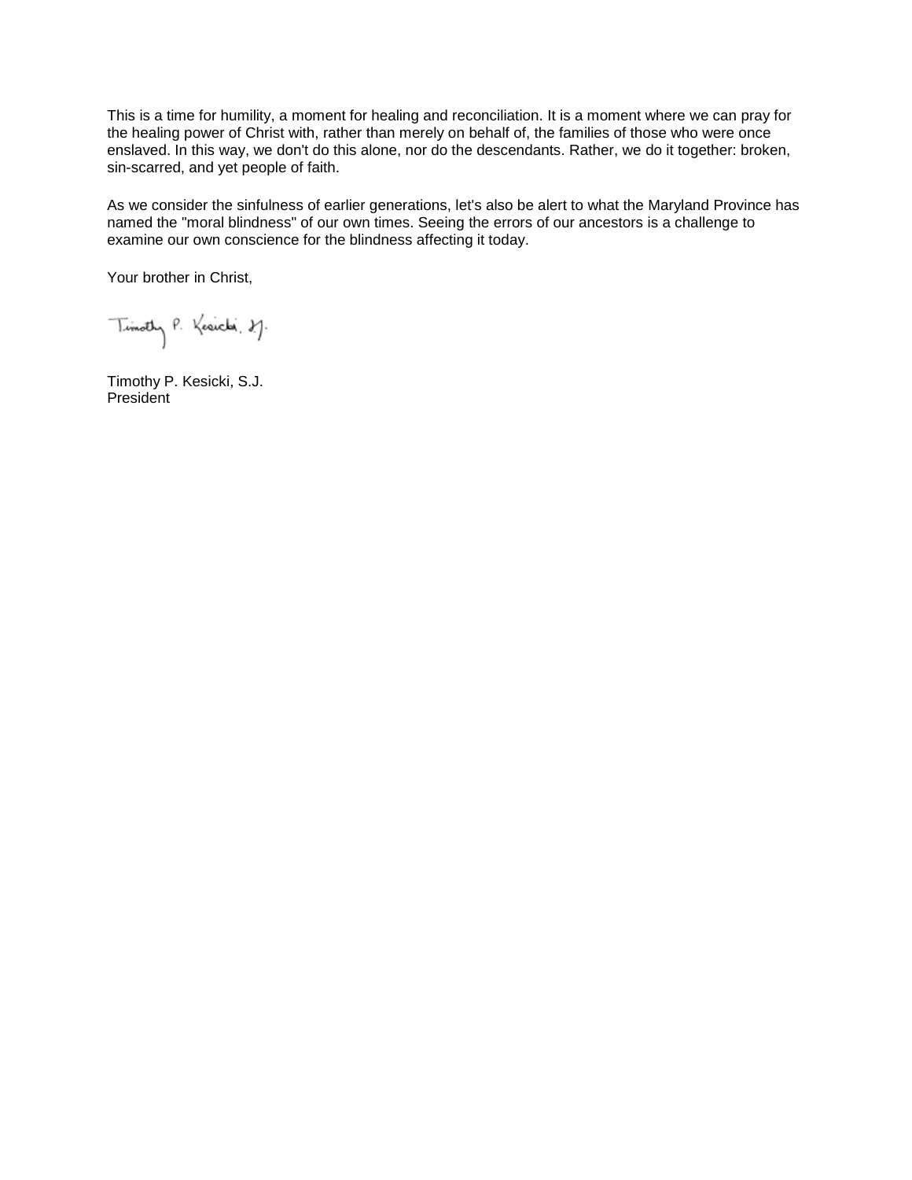This is a time for humility, a moment for healing and reconciliation. It is a moment where we can pray for the healing power of Christ with, rather than merely on behalf of, the families of those who were once enslaved. In this way, we don't do this alone, nor do the descendants. Rather, we do it together: broken, sin-scarred, and yet people of faith.

As we consider the sinfulness of earlier generations, let's also be alert to what the Maryland Province has named the "moral blindness" of our own times. Seeing the errors of our ancestors is a challenge to examine our own conscience for the blindness affecting it today.

Your brother in Christ,

Timothy P. Kesicki, S.J.

Timothy P. Kesicki, S.J.
President